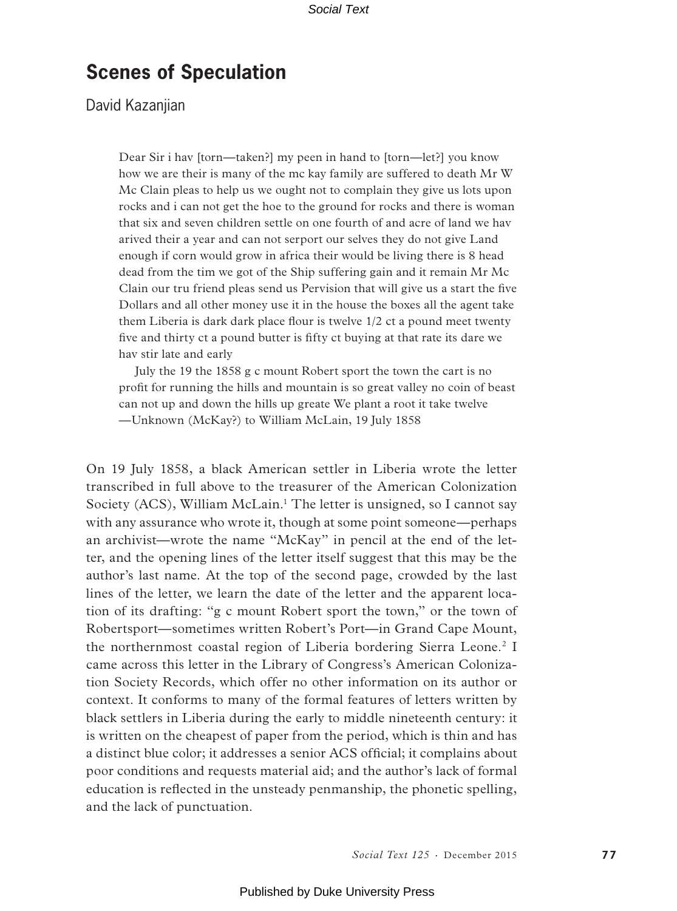# Scenes of Speculation

David Kazanjian

> Dear Sir i hav [torn—taken?] my peen in hand to [torn—let?] you know how we are their is many of the mc kay family are suffered to death Mr W Mc Clain pleas to help us we ought not to complain they give us lots upon rocks and i can not get the hoe to the ground for rocks and there is woman that six and seven children settle on one fourth of and acre of land we hav arived their a year and can not serport our selves they do not give Land enough if corn would grow in africa their would be living there is 8 head dead from the tim we got of the Ship suffering gain and it remain Mr Mc Clain our tru friend pleas send us Pervision that will give us a start the five Dollars and all other money use it in the house the boxes all the agent take them Liberia is dark dark place flour is twelve 1/2 ct a pound meet twenty five and thirty ct a pound butter is fifty ct buying at that rate its dare we hav stir late and early
>
> July the 19 the 1858 g c mount Robert sport the town the cart is no profit for running the hills and mountain is so great valley no coin of beast can not up and down the hills up greate We plant a root it take twelve
>
> —Unknown (McKay?) to William McLain, 19 July 1858

On 19 July 1858, a black American settler in Liberia wrote the letter transcribed in full above to the treasurer of the American Colonization Society (ACS), William McLain.[1] The letter is unsigned, so I cannot say with any assurance who wrote it, though at some point someone—perhaps an archivist—wrote the name "McKay" in pencil at the end of the letter, and the opening lines of the letter itself suggest that this may be the author's last name. At the top of the second page, crowded by the last lines of the letter, we learn the date of the letter and the apparent location of its drafting: "g c mount Robert sport the town," or the town of Robertsport—sometimes written Robert's Port—in Grand Cape Mount, the northernmost coastal region of Liberia bordering Sierra Leone.[2] I came across this letter in the Library of Congress's American Colonization Society Records, which offer no other information on its author or context. It conforms to many of the formal features of letters written by black settlers in Liberia during the early to middle nineteenth century: it is written on the cheapest of paper from the period, which is thin and has a distinct blue color; it addresses a senior ACS official; it complains about poor conditions and requests material aid; and the author's lack of formal education is reflected in the unsteady penmanship, the phonetic spelling, and the lack of punctuation.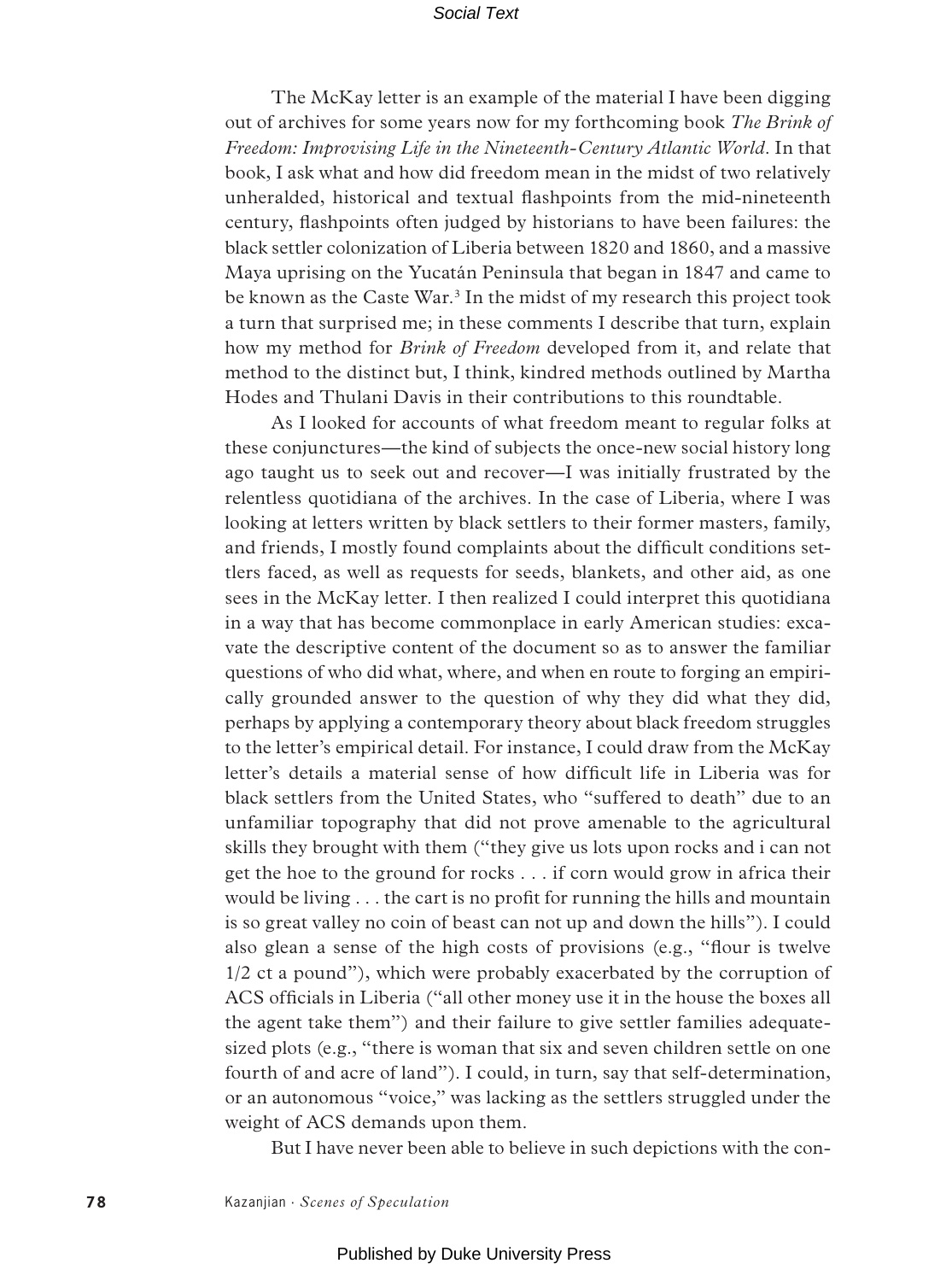The McKay letter is an example of the material I have been digging out of archives for some years now for my forthcoming book *The Brink of Freedom: Improvising Life in the Nineteenth-Century Atlantic World*. In that book, I ask what and how did freedom mean in the midst of two relatively unheralded, historical and textual flashpoints from the mid-nineteenth century, flashpoints often judged by historians to have been failures: the black settler colonization of Liberia between 1820 and 1860, and a massive Maya uprising on the Yucatán Peninsula that began in 1847 and came to be known as the Caste War.[3] In the midst of my research this project took a turn that surprised me; in these comments I describe that turn, explain how my method for *Brink of Freedom* developed from it, and relate that method to the distinct but, I think, kindred methods outlined by Martha Hodes and Thulani Davis in their contributions to this roundtable.

As I looked for accounts of what freedom meant to regular folks at these conjunctures—the kind of subjects the once-new social history long ago taught us to seek out and recover—I was initially frustrated by the relentless quotidiana of the archives. In the case of Liberia, where I was looking at letters written by black settlers to their former masters, family, and friends, I mostly found complaints about the difficult conditions settlers faced, as well as requests for seeds, blankets, and other aid, as one sees in the McKay letter. I then realized I could interpret this quotidiana in a way that has become commonplace in early American studies: excavate the descriptive content of the document so as to answer the familiar questions of who did what, where, and when en route to forging an empirically grounded answer to the question of why they did what they did, perhaps by applying a contemporary theory about black freedom struggles to the letter's empirical detail. For instance, I could draw from the McKay letter's details a material sense of how difficult life in Liberia was for black settlers from the United States, who "suffered to death" due to an unfamiliar topography that did not prove amenable to the agricultural skills they brought with them ("they give us lots upon rocks and i can not get the hoe to the ground for rocks . . . if corn would grow in africa their would be living . . . the cart is no profit for running the hills and mountain is so great valley no coin of beast can not up and down the hills"). I could also glean a sense of the high costs of provisions (e.g., "flour is twelve 1/2 ct a pound"), which were probably exacerbated by the corruption of ACS officials in Liberia ("all other money use it in the house the boxes all the agent take them") and their failure to give settler families adequate-sized plots (e.g., "there is woman that six and seven children settle on one fourth of and acre of land"). I could, in turn, say that self-determination, or an autonomous "voice," was lacking as the settlers struggled under the weight of ACS demands upon them.

But I have never been able to believe in such depictions with the con-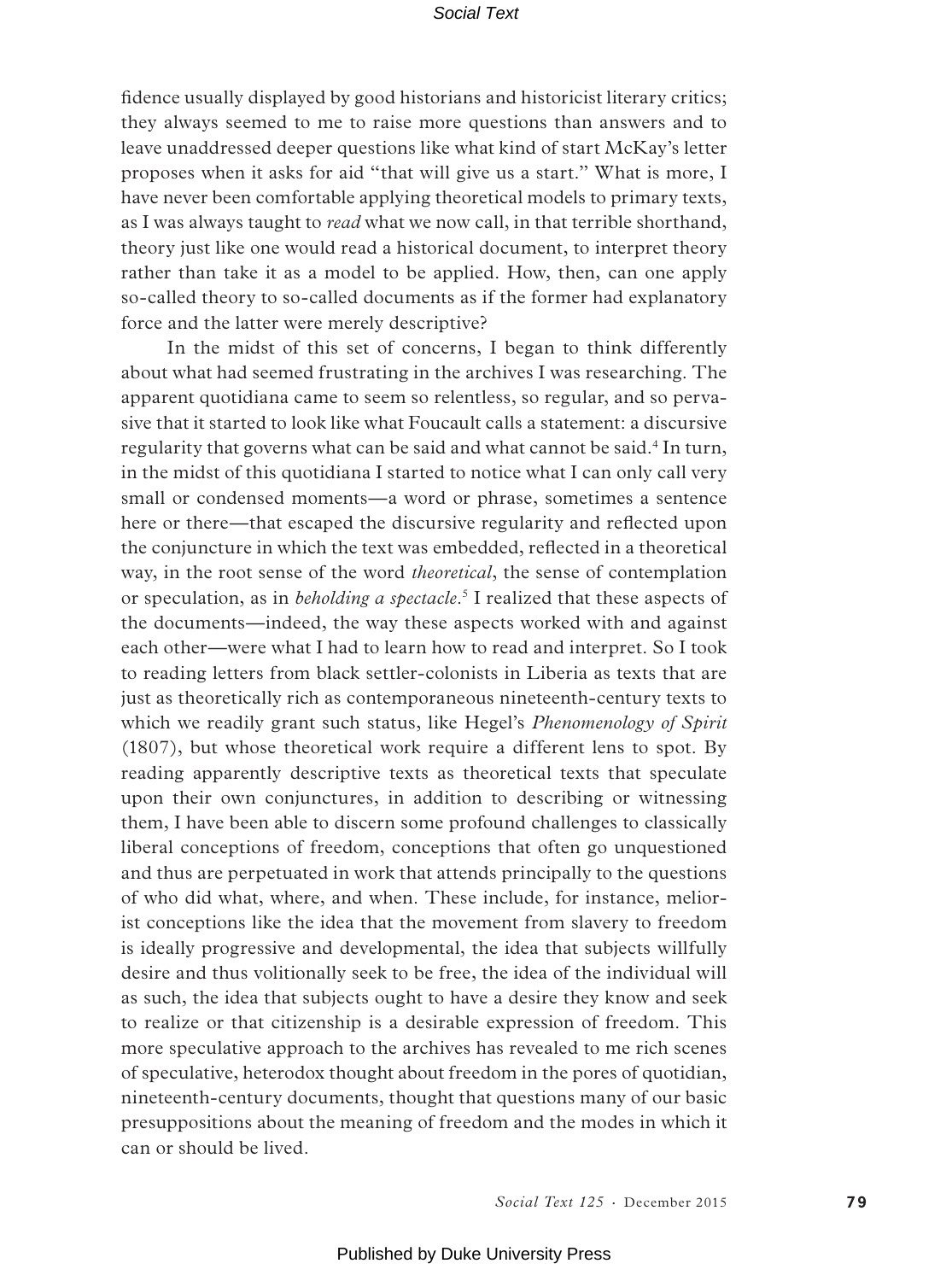fidence usually displayed by good historians and historicist literary critics; they always seemed to me to raise more questions than answers and to leave unaddressed deeper questions like what kind of start McKay's letter proposes when it asks for aid "that will give us a start." What is more, I have never been comfortable applying theoretical models to primary texts, as I was always taught to *read* what we now call, in that terrible shorthand, theory just like one would read a historical document, to interpret theory rather than take it as a model to be applied. How, then, can one apply so-called theory to so-called documents as if the former had explanatory force and the latter were merely descriptive?

In the midst of this set of concerns, I began to think differently about what had seemed frustrating in the archives I was researching. The apparent quotidiana came to seem so relentless, so regular, and so pervasive that it started to look like what Foucault calls a statement: a discursive regularity that governs what can be said and what cannot be said.[4] In turn, in the midst of this quotidiana I started to notice what I can only call very small or condensed moments—a word or phrase, sometimes a sentence here or there—that escaped the discursive regularity and reflected upon the conjuncture in which the text was embedded, reflected in a theoretical way, in the root sense of the word *theoretical*, the sense of contemplation or speculation, as in *beholding a spectacle*.[5] I realized that these aspects of the documents—indeed, the way these aspects worked with and against each other—were what I had to learn how to read and interpret. So I took to reading letters from black settler-colonists in Liberia as texts that are just as theoretically rich as contemporaneous nineteenth-century texts to which we readily grant such status, like Hegel's *Phenomenology of Spirit* (1807), but whose theoretical work require a different lens to spot. By reading apparently descriptive texts as theoretical texts that speculate upon their own conjunctures, in addition to describing or witnessing them, I have been able to discern some profound challenges to classically liberal conceptions of freedom, conceptions that often go unquestioned and thus are perpetuated in work that attends principally to the questions of who did what, where, and when. These include, for instance, meliorist conceptions like the idea that the movement from slavery to freedom is ideally progressive and developmental, the idea that subjects willfully desire and thus volitionally seek to be free, the idea of the individual will as such, the idea that subjects ought to have a desire they know and seek to realize or that citizenship is a desirable expression of freedom. This more speculative approach to the archives has revealed to me rich scenes of speculative, heterodox thought about freedom in the pores of quotidian, nineteenth-century documents, thought that questions many of our basic presuppositions about the meaning of freedom and the modes in which it can or should be lived.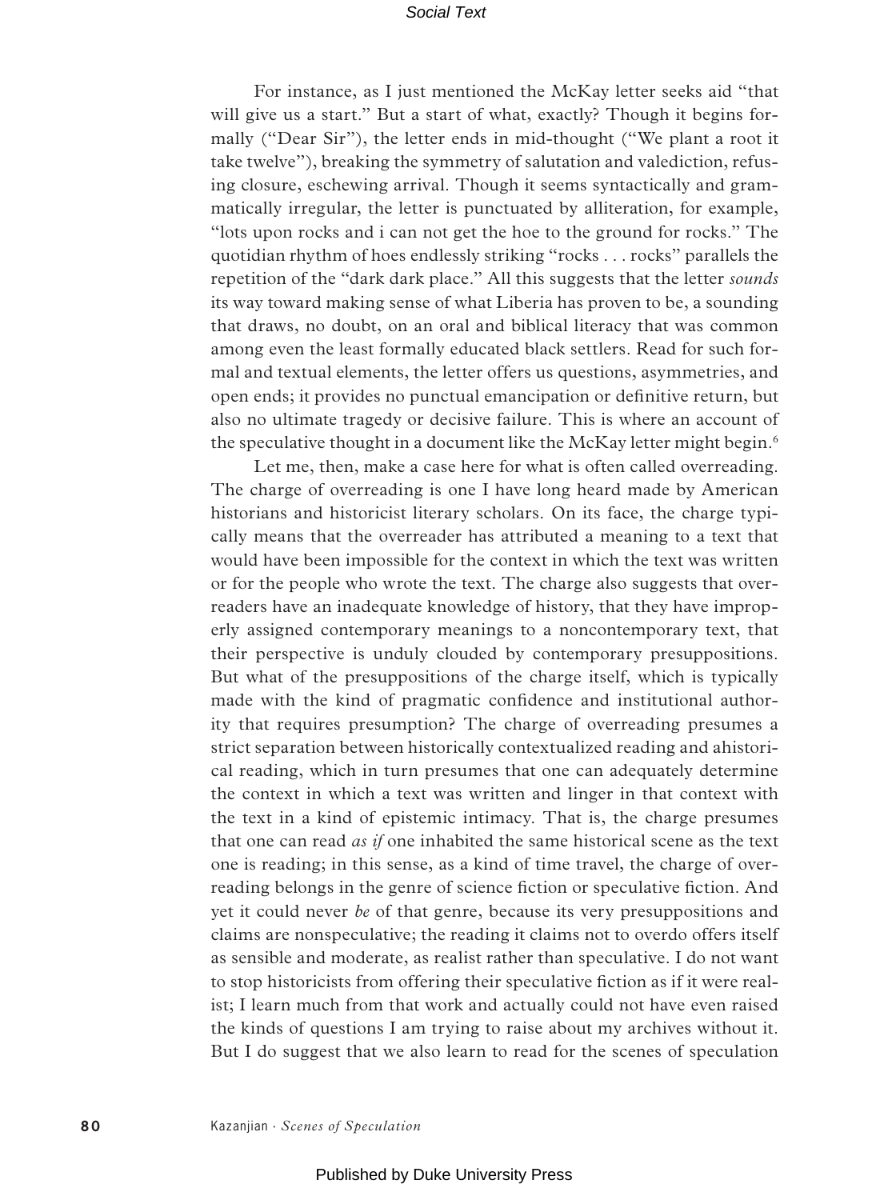For instance, as I just mentioned the McKay letter seeks aid "that will give us a start." But a start of what, exactly? Though it begins formally ("Dear Sir"), the letter ends in mid-thought ("We plant a root it take twelve"), breaking the symmetry of salutation and valediction, refusing closure, eschewing arrival. Though it seems syntactically and grammatically irregular, the letter is punctuated by alliteration, for example, "lots upon rocks and i can not get the hoe to the ground for rocks." The quotidian rhythm of hoes endlessly striking "rocks . . . rocks" parallels the repetition of the "dark dark place." All this suggests that the letter *sounds* its way toward making sense of what Liberia has proven to be, a sounding that draws, no doubt, on an oral and biblical literacy that was common among even the least formally educated black settlers. Read for such formal and textual elements, the letter offers us questions, asymmetries, and open ends; it provides no punctual emancipation or definitive return, but also no ultimate tragedy or decisive failure. This is where an account of the speculative thought in a document like the McKay letter might begin.[6]

Let me, then, make a case here for what is often called overreading. The charge of overreading is one I have long heard made by American historians and historicist literary scholars. On its face, the charge typically means that the overreader has attributed a meaning to a text that would have been impossible for the context in which the text was written or for the people who wrote the text. The charge also suggests that overreaders have an inadequate knowledge of history, that they have improperly assigned contemporary meanings to a noncontemporary text, that their perspective is unduly clouded by contemporary presuppositions. But what of the presuppositions of the charge itself, which is typically made with the kind of pragmatic confidence and institutional authority that requires presumption? The charge of overreading presumes a strict separation between historically contextualized reading and ahistorical reading, which in turn presumes that one can adequately determine the context in which a text was written and linger in that context with the text in a kind of epistemic intimacy. That is, the charge presumes that one can read *as if* one inhabited the same historical scene as the text one is reading; in this sense, as a kind of time travel, the charge of overreading belongs in the genre of science fiction or speculative fiction. And yet it could never *be* of that genre, because its very presuppositions and claims are nonspeculative; the reading it claims not to overdo offers itself as sensible and moderate, as realist rather than speculative. I do not want to stop historicists from offering their speculative fiction as if it were realist; I learn much from that work and actually could not have even raised the kinds of questions I am trying to raise about my archives without it. But I do suggest that we also learn to read for the scenes of speculation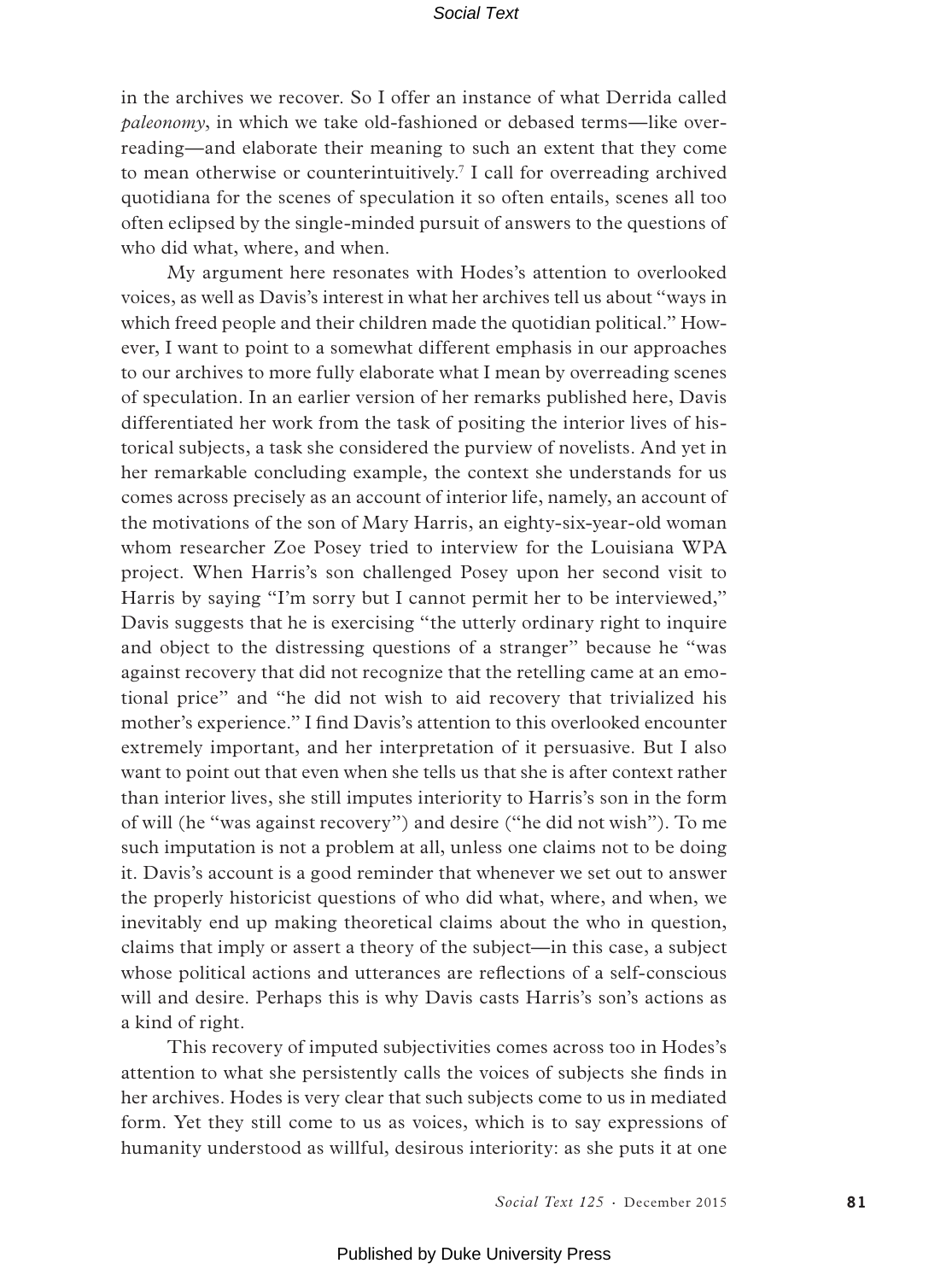in the archives we recover. So I offer an instance of what Derrida called *paleonomy*, in which we take old-fashioned or debased terms—like over-reading—and elaborate their meaning to such an extent that they come to mean otherwise or counterintuitively.[7] I call for overreading archived quotidiana for the scenes of speculation it so often entails, scenes all too often eclipsed by the single-minded pursuit of answers to the questions of who did what, where, and when.

My argument here resonates with Hodes's attention to overlooked voices, as well as Davis's interest in what her archives tell us about "ways in which freed people and their children made the quotidian political." However, I want to point to a somewhat different emphasis in our approaches to our archives to more fully elaborate what I mean by overreading scenes of speculation. In an earlier version of her remarks published here, Davis differentiated her work from the task of positing the interior lives of historical subjects, a task she considered the purview of novelists. And yet in her remarkable concluding example, the context she understands for us comes across precisely as an account of interior life, namely, an account of the motivations of the son of Mary Harris, an eighty-six-year-old woman whom researcher Zoe Posey tried to interview for the Louisiana WPA project. When Harris's son challenged Posey upon her second visit to Harris by saying "I'm sorry but I cannot permit her to be interviewed," Davis suggests that he is exercising "the utterly ordinary right to inquire and object to the distressing questions of a stranger" because he "was against recovery that did not recognize that the retelling came at an emotional price" and "he did not wish to aid recovery that trivialized his mother's experience." I find Davis's attention to this overlooked encounter extremely important, and her interpretation of it persuasive. But I also want to point out that even when she tells us that she is after context rather than interior lives, she still imputes interiority to Harris's son in the form of will (he "was against recovery") and desire ("he did not wish"). To me such imputation is not a problem at all, unless one claims not to be doing it. Davis's account is a good reminder that whenever we set out to answer the properly historicist questions of who did what, where, and when, we inevitably end up making theoretical claims about the who in question, claims that imply or assert a theory of the subject—in this case, a subject whose political actions and utterances are reflections of a self-conscious will and desire. Perhaps this is why Davis casts Harris's son's actions as a kind of right.

This recovery of imputed subjectivities comes across too in Hodes's attention to what she persistently calls the voices of subjects she finds in her archives. Hodes is very clear that such subjects come to us in mediated form. Yet they still come to us as voices, which is to say expressions of humanity understood as willful, desirous interiority: as she puts it at one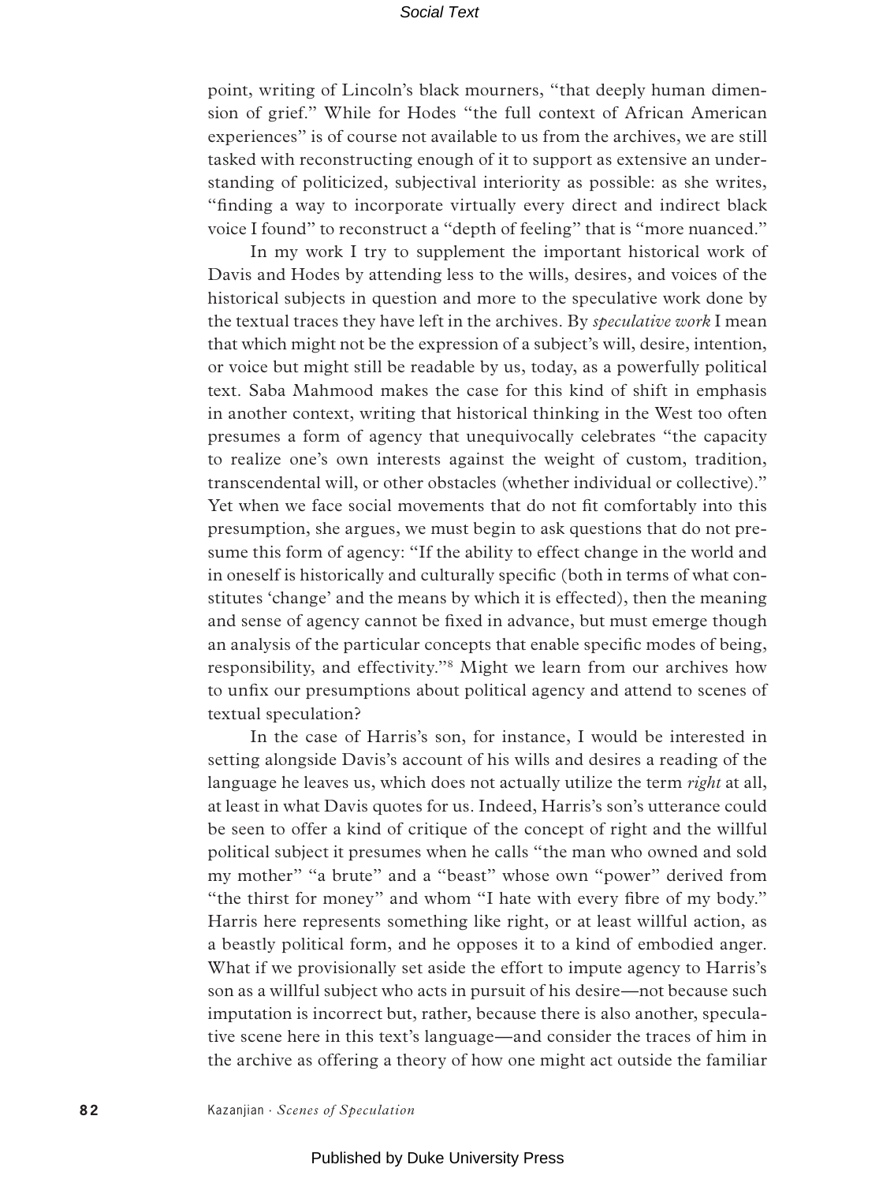point, writing of Lincoln's black mourners, "that deeply human dimension of grief." While for Hodes "the full context of African American experiences" is of course not available to us from the archives, we are still tasked with reconstructing enough of it to support as extensive an understanding of politicized, subjectival interiority as possible: as she writes, "finding a way to incorporate virtually every direct and indirect black voice I found" to reconstruct a "depth of feeling" that is "more nuanced."

In my work I try to supplement the important historical work of Davis and Hodes by attending less to the wills, desires, and voices of the historical subjects in question and more to the speculative work done by the textual traces they have left in the archives. By *speculative work* I mean that which might not be the expression of a subject's will, desire, intention, or voice but might still be readable by us, today, as a powerfully political text. Saba Mahmood makes the case for this kind of shift in emphasis in another context, writing that historical thinking in the West too often presumes a form of agency that unequivocally celebrates "the capacity to realize one's own interests against the weight of custom, tradition, transcendental will, or other obstacles (whether individual or collective)." Yet when we face social movements that do not fit comfortably into this presumption, she argues, we must begin to ask questions that do not presume this form of agency: "If the ability to effect change in the world and in oneself is historically and culturally specific (both in terms of what constitutes 'change' and the means by which it is effected), then the meaning and sense of agency cannot be fixed in advance, but must emerge though an analysis of the particular concepts that enable specific modes of being, responsibility, and effectivity."[8] Might we learn from our archives how to unfix our presumptions about political agency and attend to scenes of textual speculation?

In the case of Harris's son, for instance, I would be interested in setting alongside Davis's account of his wills and desires a reading of the language he leaves us, which does not actually utilize the term *right* at all, at least in what Davis quotes for us. Indeed, Harris's son's utterance could be seen to offer a kind of critique of the concept of right and the willful political subject it presumes when he calls "the man who owned and sold my mother" "a brute" and a "beast" whose own "power" derived from "the thirst for money" and whom "I hate with every fibre of my body." Harris here represents something like right, or at least willful action, as a beastly political form, and he opposes it to a kind of embodied anger. What if we provisionally set aside the effort to impute agency to Harris's son as a willful subject who acts in pursuit of his desire—not because such imputation is incorrect but, rather, because there is also another, speculative scene here in this text's language—and consider the traces of him in the archive as offering a theory of how one might act outside the familiar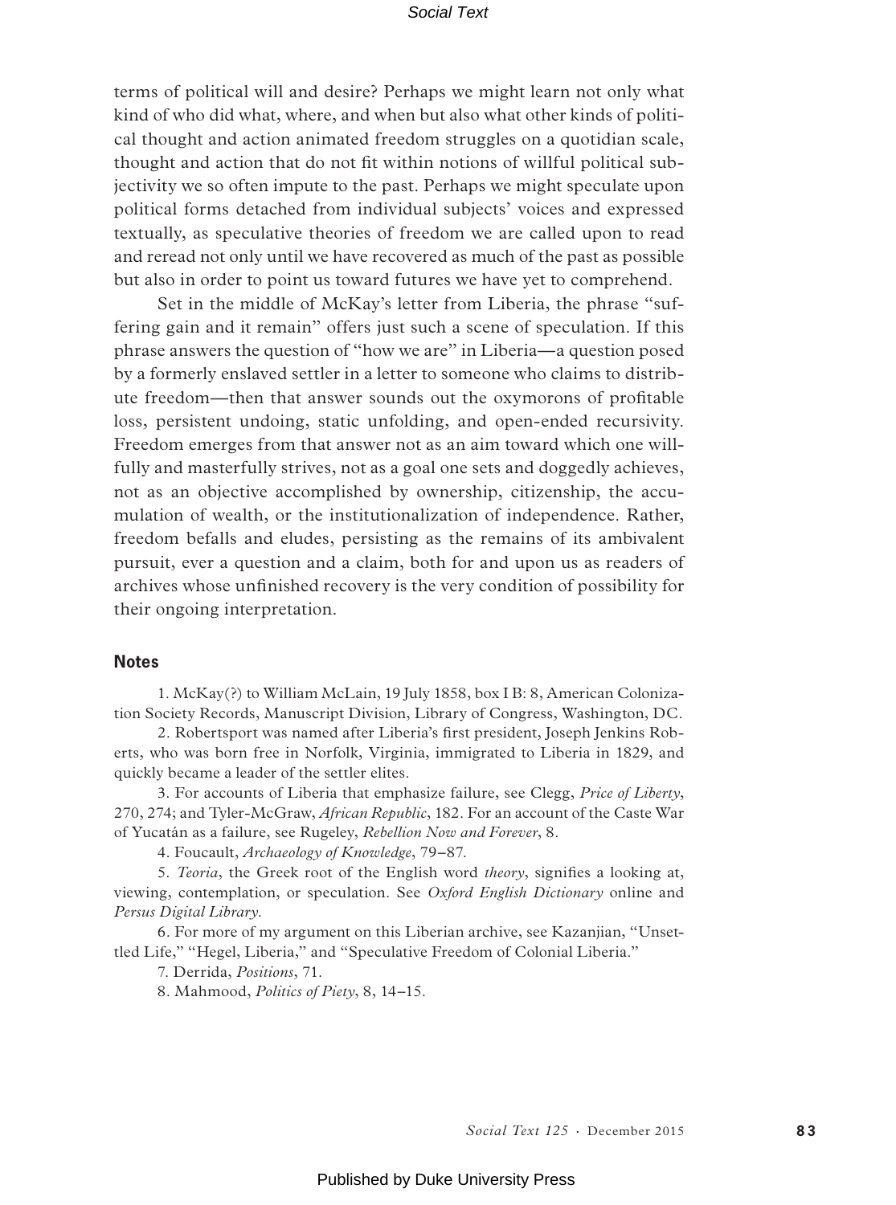terms of political will and desire? Perhaps we might learn not only what kind of who did what, where, and when but also what other kinds of political thought and action animated freedom struggles on a quotidian scale, thought and action that do not fit within notions of willful political subjectivity we so often impute to the past. Perhaps we might speculate upon political forms detached from individual subjects' voices and expressed textually, as speculative theories of freedom we are called upon to read and reread not only until we have recovered as much of the past as possible but also in order to point us toward futures we have yet to comprehend.

Set in the middle of McKay's letter from Liberia, the phrase "suffering gain and it remain" offers just such a scene of speculation. If this phrase answers the question of "how we are" in Liberia—a question posed by a formerly enslaved settler in a letter to someone who claims to distribute freedom—then that answer sounds out the oxymorons of profitable loss, persistent undoing, static unfolding, and open-ended recursivity. Freedom emerges from that answer not as an aim toward which one willfully and masterfully strives, not as a goal one sets and doggedly achieves, not as an objective accomplished by ownership, citizenship, the accumulation of wealth, or the institutionalization of independence. Rather, freedom befalls and eludes, persisting as the remains of its ambivalent pursuit, ever a question and a claim, both for and upon us as readers of archives whose unfinished recovery is the very condition of possibility for their ongoing interpretation.

## Notes

1. McKay(?) to William McLain, 19 July 1858, box I B: 8, American Colonization Society Records, Manuscript Division, Library of Congress, Washington, DC.

2. Robertsport was named after Liberia's first president, Joseph Jenkins Roberts, who was born free in Norfolk, Virginia, immigrated to Liberia in 1829, and quickly became a leader of the settler elites.

3. For accounts of Liberia that emphasize failure, see Clegg, *Price of Liberty*, 270, 274; and Tyler-McGraw, *African Republic*, 182. For an account of the Caste War of Yucatán as a failure, see Rugeley, *Rebellion Now and Forever*, 8.

4. Foucault, *Archaeology of Knowledge*, 79–87.

5. *Teoria*, the Greek root of the English word *theory*, signifies a looking at, viewing, contemplation, or speculation. See *Oxford English Dictionary* online and *Persus Digital Library*.

6. For more of my argument on this Liberian archive, see Kazanjian, "Unsettled Life," "Hegel, Liberia," and "Speculative Freedom of Colonial Liberia."

7. Derrida, *Positions*, 71.

8. Mahmood, *Politics of Piety*, 8, 14–15.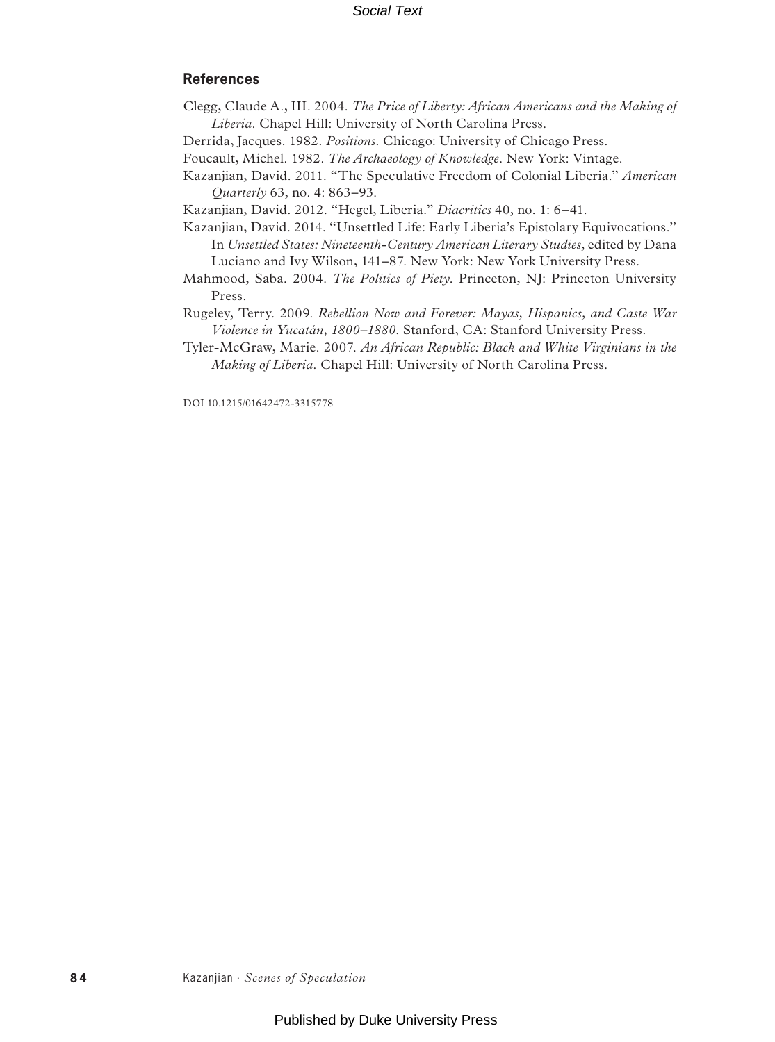## References

Clegg, Claude A., III. 2004. *The Price of Liberty: African Americans and the Making of Liberia*. Chapel Hill: University of North Carolina Press.

Derrida, Jacques. 1982. *Positions*. Chicago: University of Chicago Press.

Foucault, Michel. 1982. *The Archaeology of Knowledge*. New York: Vintage.

Kazanjian, David. 2011. "The Speculative Freedom of Colonial Liberia." *American Quarterly* 63, no. 4: 863–93.

Kazanjian, David. 2012. "Hegel, Liberia." *Diacritics* 40, no. 1: 6–41.

Kazanjian, David. 2014. "Unsettled Life: Early Liberia's Epistolary Equivocations." In *Unsettled States: Nineteenth-Century American Literary Studies*, edited by Dana Luciano and Ivy Wilson, 141–87. New York: New York University Press.

Mahmood, Saba. 2004. *The Politics of Piety*. Princeton, NJ: Princeton University Press.

Rugeley, Terry. 2009. *Rebellion Now and Forever: Mayas, Hispanics, and Caste War Violence in Yucatán, 1800–1880*. Stanford, CA: Stanford University Press.

Tyler-McGraw, Marie. 2007. *An African Republic: Black and White Virginians in the Making of Liberia*. Chapel Hill: University of North Carolina Press.

DOI 10.1215/01642472-3315778